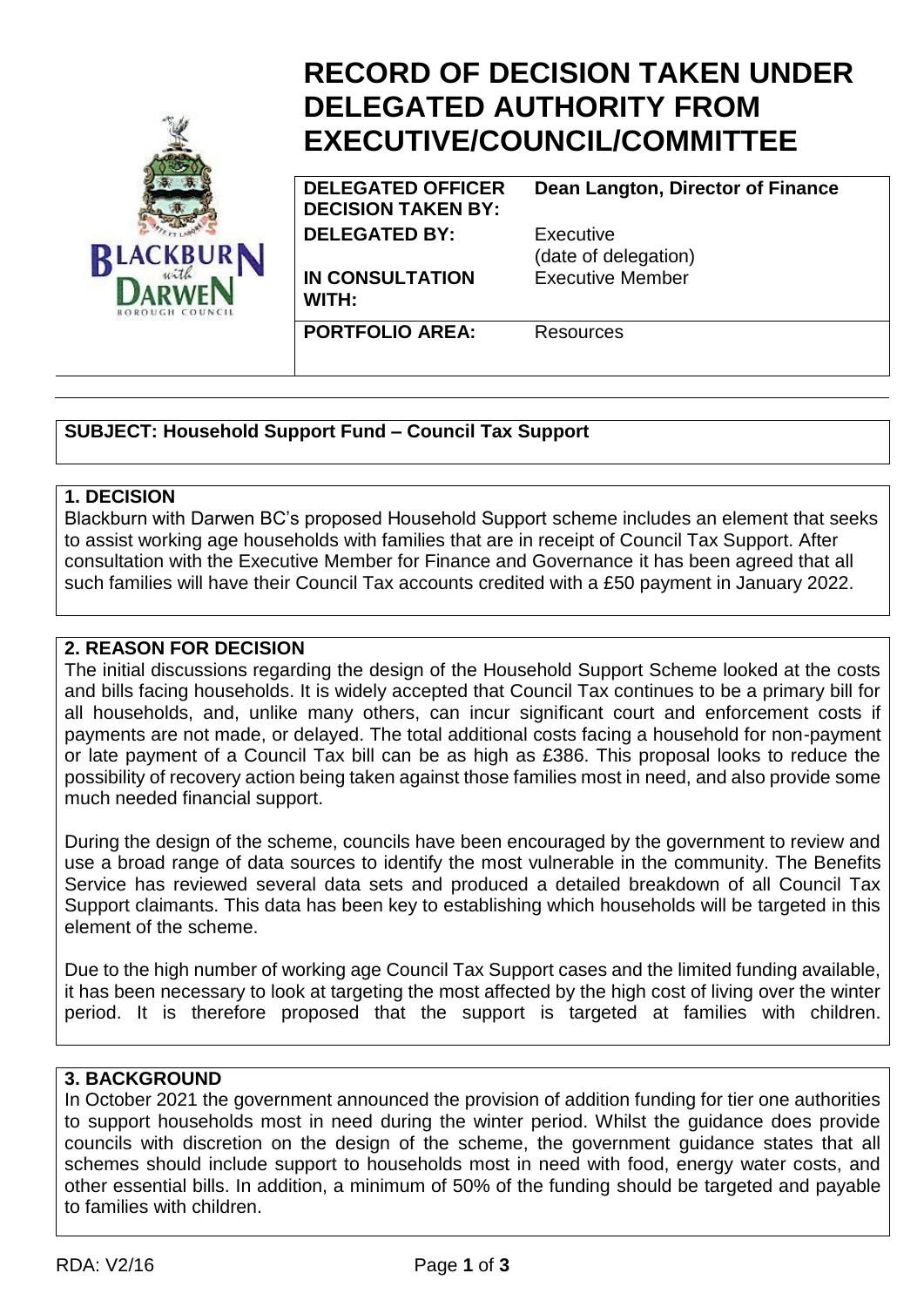# RECORD OF DECISION TAKEN UNDER DELEGATED AUTHORITY FROM EXECUTIVE/COUNCIL/COMMITTEE

| | |
|---|---|
| **DELEGATED OFFICER DECISION TAKEN BY:** | **Dean Langton, Director of Finance** |
| **DELEGATED BY:** | Executive (date of delegation) |
| **IN CONSULTATION WITH:** | Executive Member |
| **PORTFOLIO AREA:** | Resources |

**SUBJECT: Household Support Fund – Council Tax Support**

## 1. DECISION

Blackburn with Darwen BC's proposed Household Support scheme includes an element that seeks to assist working age households with families that are in receipt of Council Tax Support. After consultation with the Executive Member for Finance and Governance it has been agreed that all such families will have their Council Tax accounts credited with a £50 payment in January 2022.

## 2. REASON FOR DECISION

The initial discussions regarding the design of the Household Support Scheme looked at the costs and bills facing households. It is widely accepted that Council Tax continues to be a primary bill for all households, and, unlike many others, can incur significant court and enforcement costs if payments are not made, or delayed. The total additional costs facing a household for non-payment or late payment of a Council Tax bill can be as high as £386. This proposal looks to reduce the possibility of recovery action being taken against those families most in need, and also provide some much needed financial support.

During the design of the scheme, councils have been encouraged by the government to review and use a broad range of data sources to identify the most vulnerable in the community. The Benefits Service has reviewed several data sets and produced a detailed breakdown of all Council Tax Support claimants. This data has been key to establishing which households will be targeted in this element of the scheme.

Due to the high number of working age Council Tax Support cases and the limited funding available, it has been necessary to look at targeting the most affected by the high cost of living over the winter period. It is therefore proposed that the support is targeted at families with children.

## 3. BACKGROUND

In October 2021 the government announced the provision of addition funding for tier one authorities to support households most in need during the winter period. Whilst the guidance does provide councils with discretion on the design of the scheme, the government guidance states that all schemes should include support to households most in need with food, energy water costs, and other essential bills. In addition, a minimum of 50% of the funding should be targeted and payable to families with children.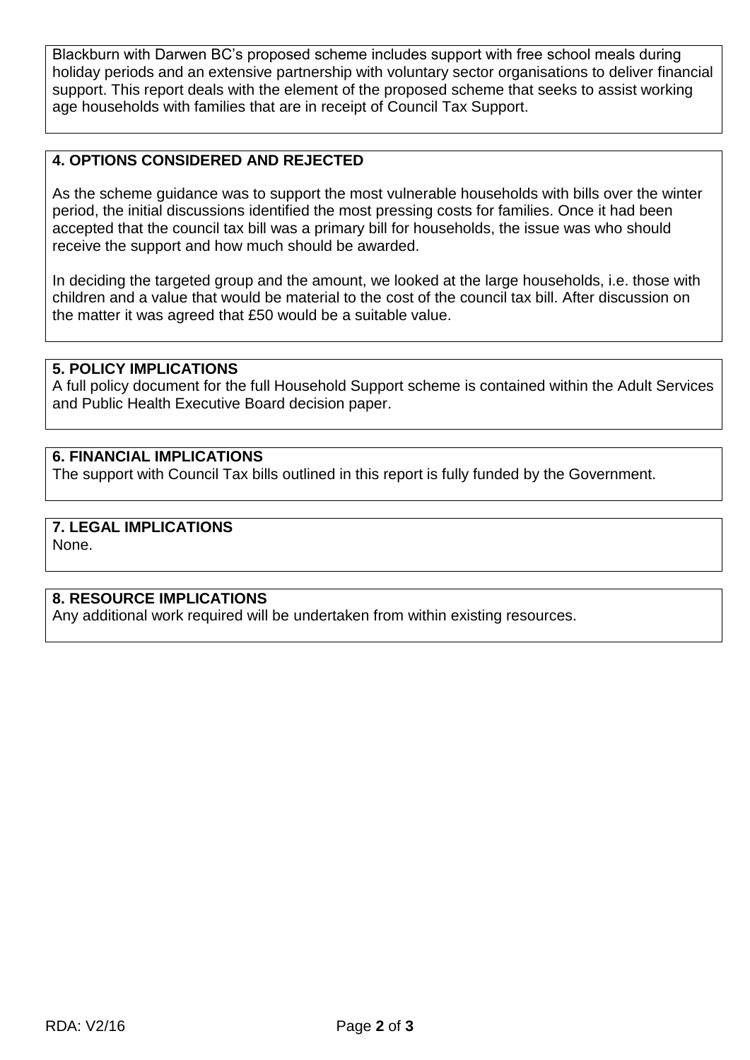Blackburn with Darwen BC's proposed scheme includes support with free school meals during holiday periods and an extensive partnership with voluntary sector organisations to deliver financial support. This report deals with the element of the proposed scheme that seeks to assist working age households with families that are in receipt of Council Tax Support.

## 4. OPTIONS CONSIDERED AND REJECTED

As the scheme guidance was to support the most vulnerable households with bills over the winter period, the initial discussions identified the most pressing costs for families. Once it had been accepted that the council tax bill was a primary bill for households, the issue was who should receive the support and how much should be awarded.

In deciding the targeted group and the amount, we looked at the large households, i.e. those with children and a value that would be material to the cost of the council tax bill. After discussion on the matter it was agreed that £50 would be a suitable value.

## 5. POLICY IMPLICATIONS

A full policy document for the full Household Support scheme is contained within the Adult Services and Public Health Executive Board decision paper.

## 6. FINANCIAL IMPLICATIONS

The support with Council Tax bills outlined in this report is fully funded by the Government.

## 7. LEGAL IMPLICATIONS

None.

## 8. RESOURCE IMPLICATIONS

Any additional work required will be undertaken from within existing resources.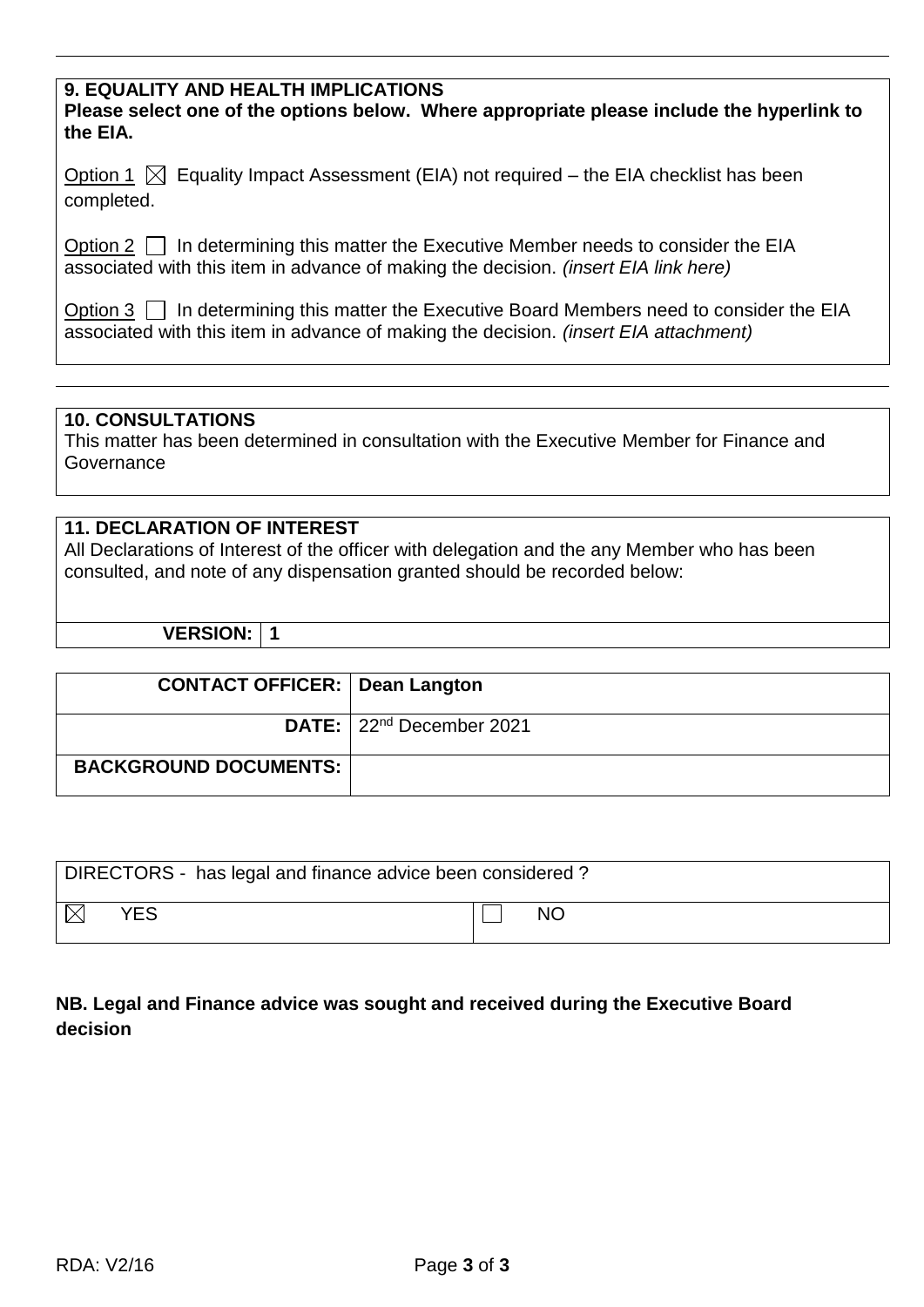## 9. EQUALITY AND HEALTH IMPLICATIONS

**Please select one of the options below. Where appropriate please include the hyperlink to the EIA.**

Option 1 ☒ Equality Impact Assessment (EIA) not required – the EIA checklist has been completed.

Option 2 ☐ In determining this matter the Executive Member needs to consider the EIA associated with this item in advance of making the decision. *(insert EIA link here)*

Option 3 ☐ In determining this matter the Executive Board Members need to consider the EIA associated with this item in advance of making the decision. *(insert EIA attachment)*

## 10. CONSULTATIONS

This matter has been determined in consultation with the Executive Member for Finance and Governance

## 11. DECLARATION OF INTEREST

All Declarations of Interest of the officer with delegation and the any Member who has been consulted, and note of any dispensation granted should be recorded below:

| | |
|---|---|
| **VERSION:** | **1** |

| | |
|---|---|
| **CONTACT OFFICER:** | **Dean Langton** |
| **DATE:** | 22nd December 2021 |
| **BACKGROUND DOCUMENTS:** | |

| DIRECTORS - has legal and finance advice been considered ? | |
|---|---|
| ☒ YES | ☐ NO |

**NB. Legal and Finance advice was sought and received during the Executive Board decision**

RDA: V2/16